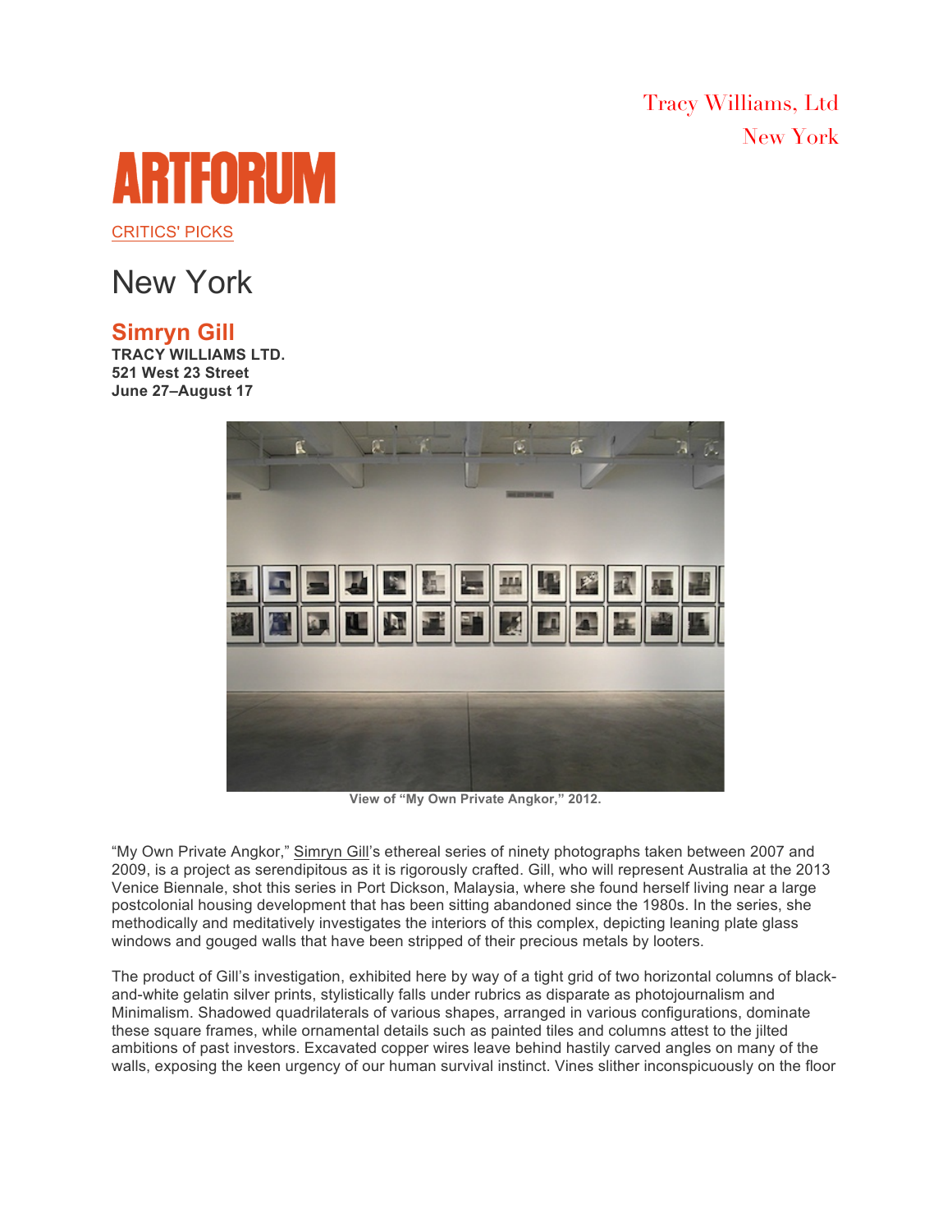Tracy Williams, Ltd
New York

# ARTFORUM

CRITICS' PICKS

## New York

### Simryn Gill

**TRACY WILLIAMS LTD.**
**521 West 23 Street**
**June 27–August 17**

**View of "My Own Private Angkor," 2012.**

"My Own Private Angkor," Simryn Gill's ethereal series of ninety photographs taken between 2007 and 2009, is a project as serendipitous as it is rigorously crafted. Gill, who will represent Australia at the 2013 Venice Biennale, shot this series in Port Dickson, Malaysia, where she found herself living near a large postcolonial housing development that has been sitting abandoned since the 1980s. In the series, she methodically and meditatively investigates the interiors of this complex, depicting leaning plate glass windows and gouged walls that have been stripped of their precious metals by looters.

The product of Gill's investigation, exhibited here by way of a tight grid of two horizontal columns of black-and-white gelatin silver prints, stylistically falls under rubrics as disparate as photojournalism and Minimalism. Shadowed quadrilaterals of various shapes, arranged in various configurations, dominate these square frames, while ornamental details such as painted tiles and columns attest to the jilted ambitions of past investors. Excavated copper wires leave behind hastily carved angles on many of the walls, exposing the keen urgency of our human survival instinct. Vines slither inconspicuously on the floor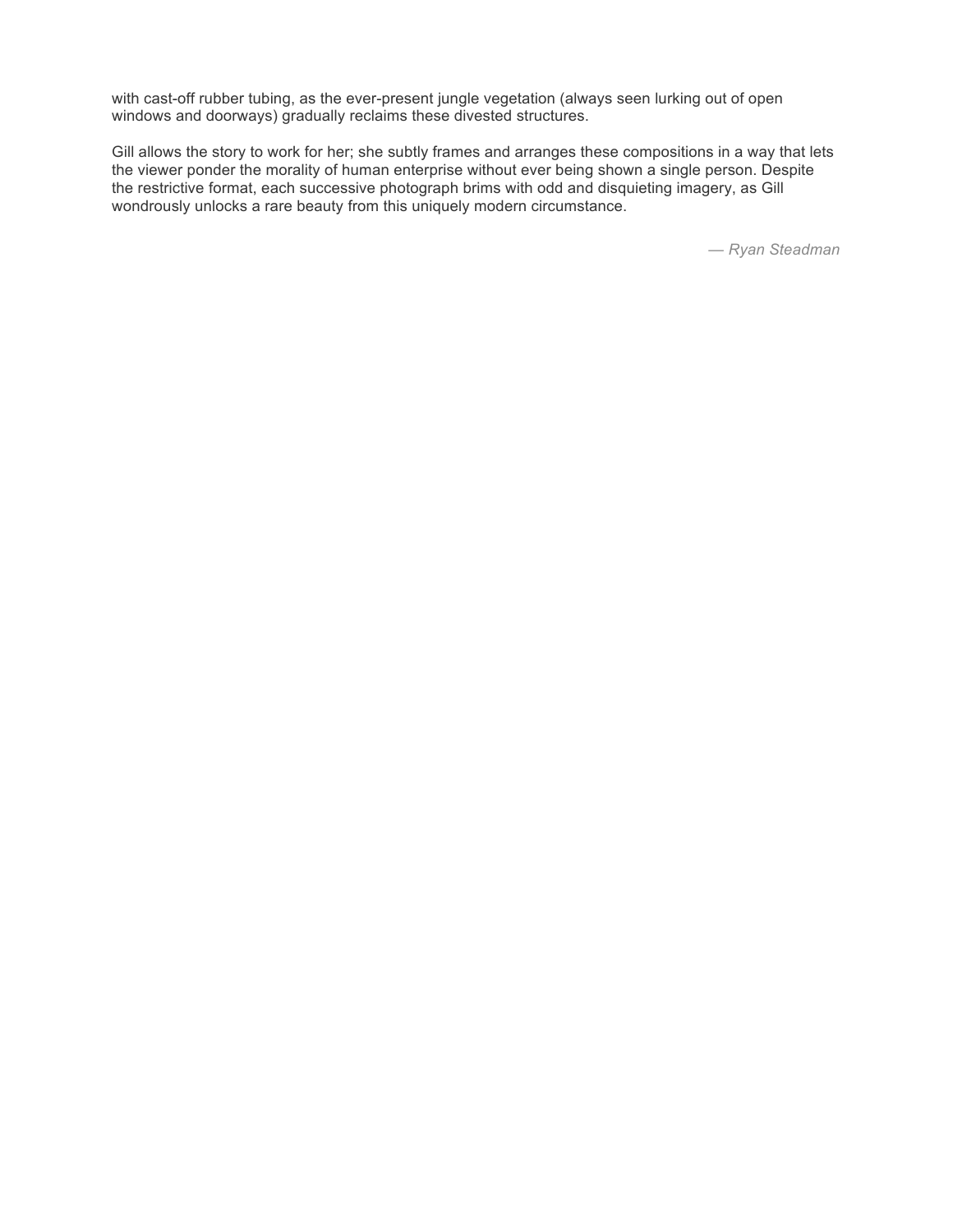with cast-off rubber tubing, as the ever-present jungle vegetation (always seen lurking out of open windows and doorways) gradually reclaims these divested structures.

Gill allows the story to work for her; she subtly frames and arranges these compositions in a way that lets the viewer ponder the morality of human enterprise without ever being shown a single person. Despite the restrictive format, each successive photograph brims with odd and disquieting imagery, as Gill wondrously unlocks a rare beauty from this uniquely modern circumstance.

*— Ryan Steadman*